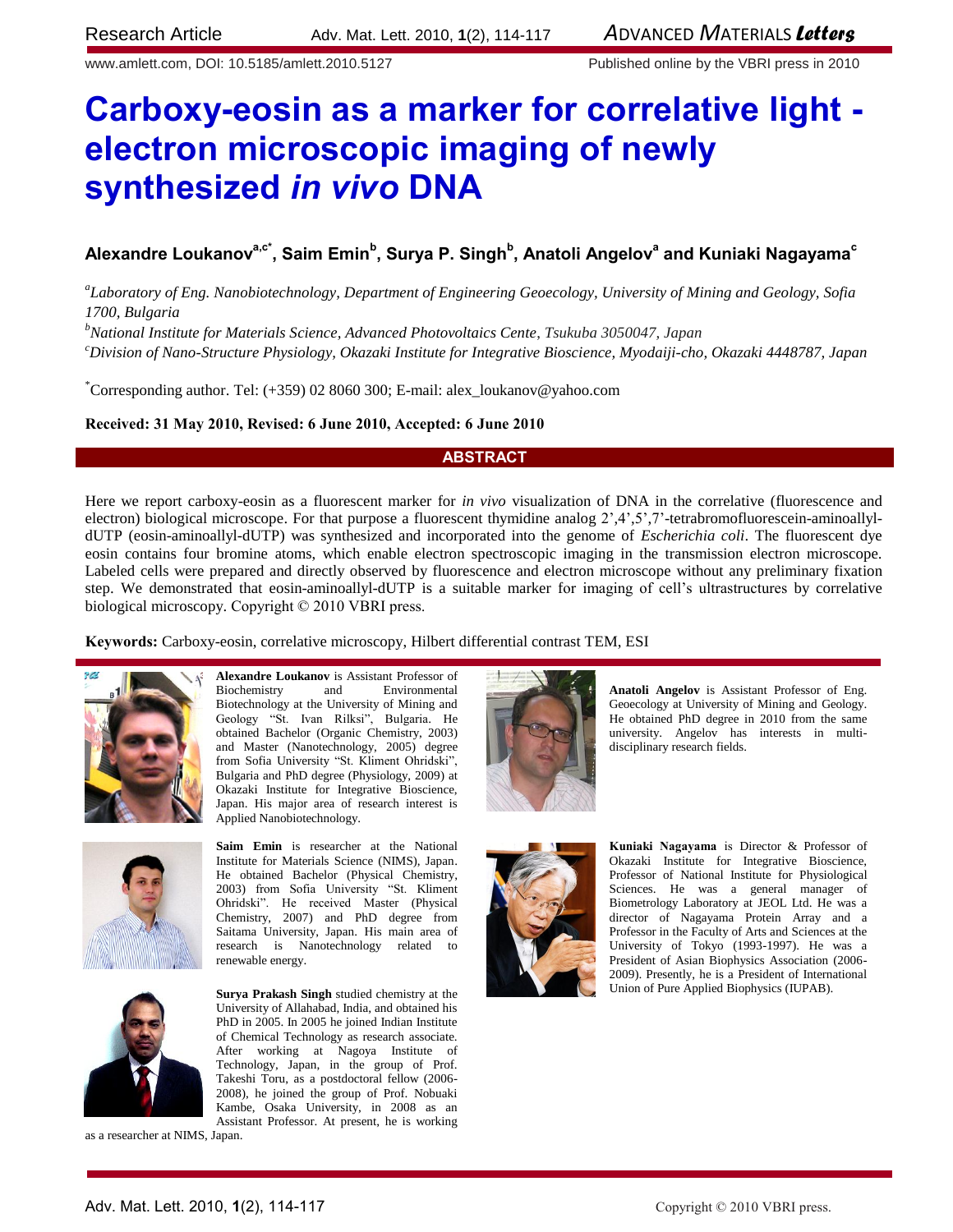# Carboxy-eosin as a marker for correlative light - electron microscopic imaging of newly synthesized *in vivo* DNA

**Alexandre Loukanov[a,c*], Saim Emin[b], Surya P. Singh[b], Anatoli Angelov[a] and Kuniaki Nagayama[c]**

[a]*Laboratory of Eng. Nanobiotechnology, Department of Engineering Geoecology, University of Mining and Geology, Sofia 1700, Bulgaria*

[b]*National Institute for Materials Science, Advanced Photovoltaics Cente, Tsukuba 3050047, Japan*

[c]*Division of Nano-Structure Physiology, Okazaki Institute for Integrative Bioscience, Myodaiji-cho, Okazaki 4448787, Japan*

[*]Corresponding author. Tel: (+359) 02 8060 300; E-mail: alex_loukanov@yahoo.com

**Received: 31 May 2010, Revised: 6 June 2010, Accepted: 6 June 2010**

## ABSTRACT

Here we report carboxy-eosin as a fluorescent marker for *in vivo* visualization of DNA in the correlative (fluorescence and electron) biological microscope. For that purpose a fluorescent thymidine analog 2',4',5',7'-tetrabromofluorescein-aminoallyl-dUTP (eosin-aminoallyl-dUTP) was synthesized and incorporated into the genome of *Escherichia coli*. The fluorescent dye eosin contains four bromine atoms, which enable electron spectroscopic imaging in the transmission electron microscope. Labeled cells were prepared and directly observed by fluorescence and electron microscope without any preliminary fixation step. We demonstrated that eosin-aminoallyl-dUTP is a suitable marker for imaging of cell's ultrastructures by correlative biological microscopy. Copyright © 2010 VBRI press.

**Keywords:** Carboxy-eosin, correlative microscopy, Hilbert differential contrast TEM, ESI

**Alexandre Loukanov** is Assistant Professor of Biochemistry and Environmental Biotechnology at the University of Mining and Geology "St. Ivan Rilksi", Bulgaria. He obtained Bachelor (Organic Chemistry, 2003) and Master (Nanotechnology, 2005) degree from Sofia University "St. Kliment Ohridski", Bulgaria and PhD degree (Physiology, 2009) at Okazaki Institute for Integrative Bioscience, Japan. His major area of research interest is Applied Nanobiotechnology.

**Saim Emin** is researcher at the National Institute for Materials Science (NIMS), Japan. He obtained Bachelor (Physical Chemistry, 2003) from Sofia University "St. Kliment Ohridski". He received Master (Physical Chemistry, 2007) and PhD degree from Saitama University, Japan. His main area of research is Nanotechnology related to renewable energy.

**Surya Prakash Singh** studied chemistry at the University of Allahabad, India, and obtained his PhD in 2005. In 2005 he joined Indian Institute of Chemical Technology as research associate. After working at Nagoya Institute of Technology, Japan, in the group of Prof. Takeshi Toru, as a postdoctoral fellow (2006-2008), he joined the group of Prof. Nobuaki Kambe, Osaka University, in 2008 as an Assistant Professor. At present, he is working as a researcher at NIMS, Japan.

**Anatoli Angelov** is Assistant Professor of Eng. Geoecology at University of Mining and Geology. He obtained PhD degree in 2010 from the same university. Angelov has interests in multi-disciplinary research fields.

**Kuniaki Nagayama** is Director & Professor of Okazaki Institute for Integrative Bioscience, Professor of National Institute for Physiological Sciences. He was a general manager of Biometrology Laboratory at JEOL Ltd. He was a director of Nagayama Protein Array and a Professor in the Faculty of Arts and Sciences at the University of Tokyo (1993-1997). He was a President of Asian Biophysics Association (2006-2009). Presently, he is a President of International Union of Pure Applied Biophysics (IUPAB).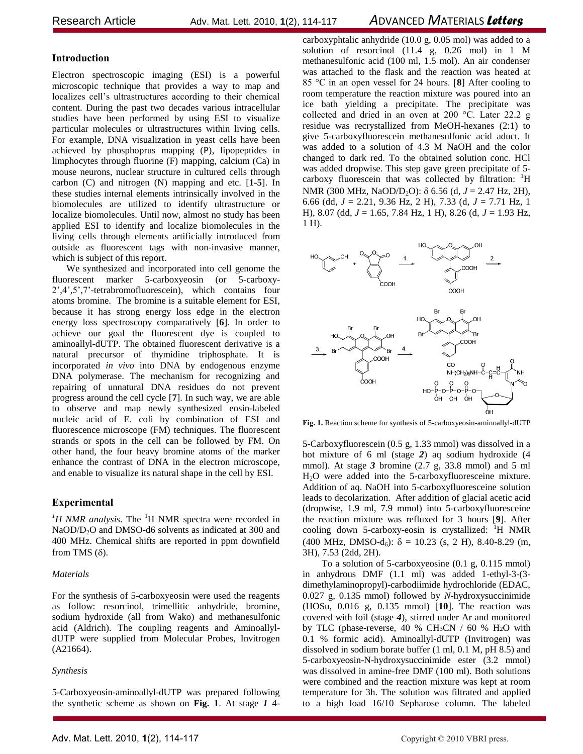## Introduction

Electron spectroscopic imaging (ESI) is a powerful microscopic technique that provides a way to map and localizes cell's ultrastructures according to their chemical content. During the past two decades various intracellular studies have been performed by using ESI to visualize particular molecules or ultrastructures within living cells. For example, DNA visualization in yeast cells have been achieved by phosphoprus mapping (P), lipopeptides in limphocytes through fluorine (F) mapping, calcium (Ca) in mouse neurons, nuclear structure in cultured cells through carbon (C) and nitrogen (N) mapping and etc. [**1-5**]. In these studies internal elements intrinsically involved in the biomolecules are utilized to identify ultrastructure or localize biomolecules. Until now, almost no study has been applied ESI to identify and localize biomolecules in the living cells through elements artificially introduced from outside as fluorescent tags with non-invasive manner, which is subject of this report.

We synthesized and incorporated into cell genome the fluorescent marker 5-carboxyeosin (or 5-carboxy-2',4',5',7'-tetrabromofluorescein), which contains four atoms bromine. The bromine is a suitable element for ESI, because it has strong energy loss edge in the electron energy loss spectroscopy comparatively [**6**]. In order to achieve our goal the fluorescent dye is coupled to aminoallyl-dUTP. The obtained fluorescent derivative is a natural precursor of thymidine triphosphate. It is incorporated *in vivo* into DNA by endogenous enzyme DNA polymerase. The mechanism for recognizing and repairing of unnatural DNA residues do not prevent progress around the cell cycle [**7**]. In such way, we are able to observe and map newly synthesized eosin-labeled nucleic acid of E. coli by combination of ESI and fluorescence microscope (FM) techniques. The fluorescent strands or spots in the cell can be followed by FM. On other hand, the four heavy bromine atoms of the marker enhance the contrast of DNA in the electron microscope, and enable to visualize its natural shape in the cell by ESI.

## Experimental

*$^1$H NMR analysis*. The $^1$H NMR spectra were recorded in $NaOD/D_2O$ and DMSO-d6 solvents as indicated at 300 and 400 MHz. Chemical shifts are reported in ppm downfield from TMS (δ).

### *Materials*

For the synthesis of 5-carboxyeosin were used the reagents as follow: resorcinol, trimellitic anhydride, bromine, sodium hydroxide (all from Wako) and methanesulfonic acid (Aldrich). The coupling reagents and Aminoallyl-dUTP were supplied from Molecular Probes, Invitrogen (A21664).

### *Synthesis*

5-Carboxyeosin-aminoallyl-dUTP was prepared following the synthetic scheme as shown on **Fig. 1**. At stage ***1*** 4-carboxyphtalic anhydride (10.0 g, 0.05 mol) was added to a solution of resorcinol (11.4 g, 0.26 mol) in 1 M methanesulfonic acid (100 ml, 1.5 mol). An air condenser was attached to the flask and the reaction was heated at 85 °C in an open vessel for 24 hours. [**8**] After cooling to room temperature the reaction mixture was poured into an ice bath yielding a precipitate. The precipitate was collected and dried in an oven at 200 °C. Later 22.2 g residue was recrystallized from MeOH-hexanes (2:1) to give 5-carboxyfluorescein methanesulfonic acid aduct. It was added to a solution of 4.3 M NaOH and the color changed to dark red. To the obtained solution conc. HCl was added dropwise. This step gave green precipitate of 5-carboxy fluorescein that was collected by filtration: $^1$H NMR (300 MHz, $NaOD/D_2O$): δ 6.56 (d, $J$ = 2.47 Hz, 2H), 6.66 (dd, $J$ = 2.21, 9.36 Hz, 2 H), 7.33 (d, $J$ = 7.71 Hz, 1 H), 8.07 (dd, $J$ = 1.65, 7.84 Hz, 1 H), 8.26 (d, $J$ = 1.93 Hz, 1 H).

**Fig. 1.** Reaction scheme for synthesis of 5-carboxyeosin-aminoallyl-dUTP

5-Carboxyfluorescein (0.5 g, 1.33 mmol) was dissolved in a hot mixture of 6 ml (stage ***2***) aq sodium hydroxide (4 mmol). At stage ***3*** bromine (2.7 g, 33.8 mmol) and 5 ml $H_2O$ were added into the 5-carboxyfluoresceine mixture. Addition of aq. NaOH into 5-carboxyfluoresceine solution leads to decolarization. After addition of glacial acetic acid (dropwise, 1.9 ml, 7.9 mmol) into 5-carboxyfluoresceine the reaction mixture was refluxed for 3 hours [**9**]. After cooling down 5-carboxy-eosin is crystallized: $^1$H NMR (400 MHz, DMSO-$d_6$): δ = 10.23 (s, 2 H), 8.40-8.29 (m, 3H), 7.53 (2dd, 2H).

To a solution of 5-carboxyeosine (0.1 g, 0.115 mmol) in anhydrous DMF (1.1 ml) was added 1-ethyl-3-(3-dimethylaminopropyl)-carbodiimide hydrochloride (EDAC, 0.027 g, 0.135 mmol) followed by *N*-hydroxysuccinimide (HOSu, 0.016 g, 0.135 mmol) [**10**]. The reaction was covered with foil (stage ***4***), stirred under Ar and monitored by TLC (phase-reverse, 40 % $CH_3CN$ / 60 % $H_2O$ with 0.1 % formic acid). Aminoallyl-dUTP (Invitrogen) was dissolved in sodium borate buffer (1 ml, 0.1 M, pH 8.5) and 5-carboxyeosine-N-hydroxysuccinimide ester (3.2 mmol) was dissolved in amine-free DMF (100 ml). Both solutions were combined and the reaction mixture was kept at room temperature for 3h. The solution was filtrated and applied to a high load 16/10 Sepharose column. The labeled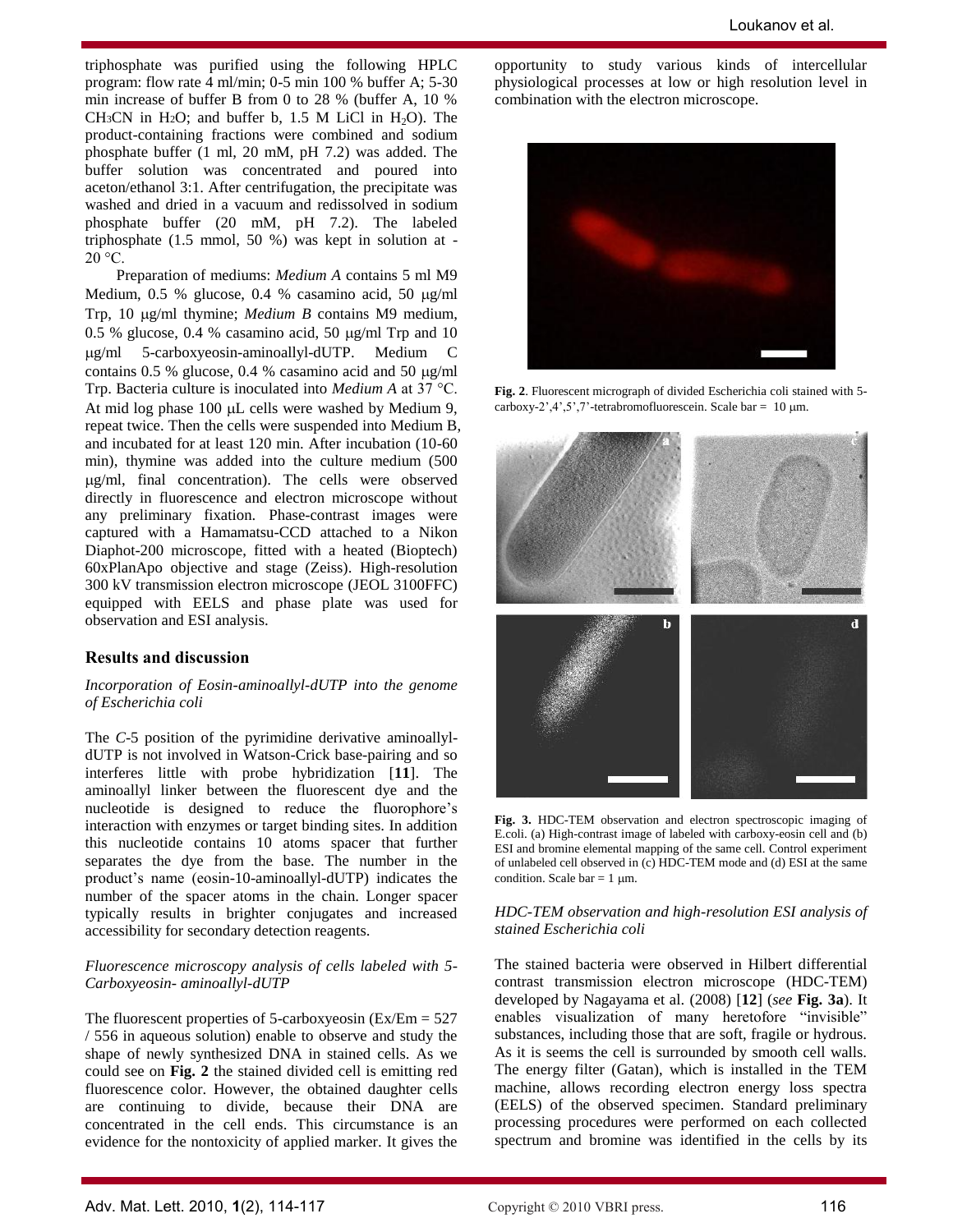triphosphate was purified using the following HPLC program: flow rate 4 ml/min; 0-5 min 100 % buffer A; 5-30 min increase of buffer B from 0 to 28 % (buffer A, 10 % $CH_3CN$ in $H_2O$; and buffer b, 1.5 M LiCl in $H_2O$). The product-containing fractions were combined and sodium phosphate buffer (1 ml, 20 mM, pH 7.2) was added. The buffer solution was concentrated and poured into aceton/ethanol 3:1. After centrifugation, the precipitate was washed and dried in a vacuum and redissolved in sodium phosphate buffer (20 mM, pH 7.2). The labeled triphosphate (1.5 mmol, 50 %) was kept in solution at -20 °C.

Preparation of mediums: *Medium A* contains 5 ml M9 Medium, 0.5 % glucose, 0.4 % casamino acid, 50 μg/ml Trp, 10 μg/ml thymine; *Medium B* contains M9 medium, 0.5 % glucose, 0.4 % casamino acid, 50 μg/ml Trp and 10 μg/ml 5-carboxyeosin-aminoallyl-dUTP. Medium C contains 0.5 % glucose, 0.4 % casamino acid and 50 μg/ml Trp. Bacteria culture is inoculated into *Medium A* at 37 °C. At mid log phase 100 μL cells were washed by Medium 9, repeat twice. Then the cells were suspended into Medium B, and incubated for at least 120 min. After incubation (10-60 min), thymine was added into the culture medium (500 μg/ml, final concentration). The cells were observed directly in fluorescence and electron microscope without any preliminary fixation. Phase-contrast images were captured with a Hamamatsu-CCD attached to a Nikon Diaphot-200 microscope, fitted with a heated (Bioptech) 60xPlanApo objective and stage (Zeiss). High-resolution 300 kV transmission electron microscope (JEOL 3100FFC) equipped with EELS and phase plate was used for observation and ESI analysis.

## Results and discussion

*Incorporation of Eosin-aminoallyl-dUTP into the genome of Escherichia coli*

The *C*-5 position of the pyrimidine derivative aminoallyl-dUTP is not involved in Watson-Crick base-pairing and so interferes little with probe hybridization [**11**]. The aminoallyl linker between the fluorescent dye and the nucleotide is designed to reduce the fluorophore's interaction with enzymes or target binding sites. In addition this nucleotide contains 10 atoms spacer that further separates the dye from the base. The number in the product's name (eosin-10-aminoallyl-dUTP) indicates the number of the spacer atoms in the chain. Longer spacer typically results in brighter conjugates and increased accessibility for secondary detection reagents.

*Fluorescence microscopy analysis of cells labeled with 5-Carboxyeosin- aminoallyl-dUTP*

The fluorescent properties of 5-carboxyeosin (Ex/Em = 527 / 556 in aqueous solution) enable to observe and study the shape of newly synthesized DNA in stained cells. As we could see on **Fig. 2** the stained divided cell is emitting red fluorescence color. However, the obtained daughter cells are continuing to divide, because their DNA are concentrated in the cell ends. This circumstance is an evidence for the nontoxicity of applied marker. It gives the opportunity to study various kinds of intercellular physiological processes at low or high resolution level in combination with the electron microscope.

**Fig. 2**. Fluorescent micrograph of divided Escherichia coli stained with 5-carboxy-2',4',5',7'-tetrabromofluorescein. Scale bar = 10 μm.

**Fig. 3.** HDC-TEM observation and electron spectroscopic imaging of E.coli. (a) High-contrast image of labeled with carboxy-eosin cell and (b) ESI and bromine elemental mapping of the same cell. Control experiment of unlabeled cell observed in (c) HDC-TEM mode and (d) ESI at the same condition. Scale bar = 1 μm.

*HDC-TEM observation and high-resolution ESI analysis of stained Escherichia coli*

The stained bacteria were observed in Hilbert differential contrast transmission electron microscope (HDC-TEM) developed by Nagayama et al. (2008) [**12**] (*see* **Fig. 3a**). It enables visualization of many heretofore "invisible" substances, including those that are soft, fragile or hydrous. As it is seems the cell is surrounded by smooth cell walls. The energy filter (Gatan), which is installed in the TEM machine, allows recording electron energy loss spectra (EELS) of the observed specimen. Standard preliminary processing procedures were performed on each collected spectrum and bromine was identified in the cells by its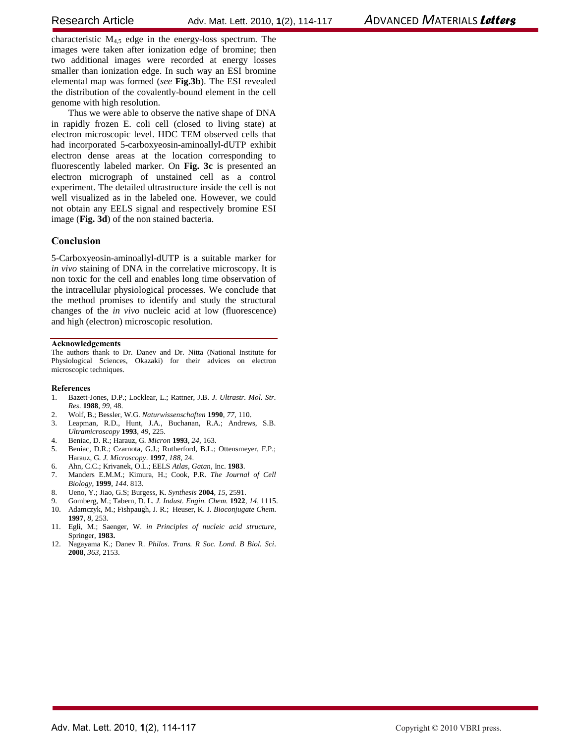characteristic $M_{4,5}$ edge in the energy-loss spectrum. The images were taken after ionization edge of bromine; then two additional images were recorded at energy losses smaller than ionization edge. In such way an ESI bromine elemental map was formed (*see* **Fig.3b**). The ESI revealed the distribution of the covalently-bound element in the cell genome with high resolution.

Thus we were able to observe the native shape of DNA in rapidly frozen E. coli cell (closed to living state) at electron microscopic level. HDC TEM observed cells that had incorporated 5-carboxyeosin-aminoallyl-dUTP exhibit electron dense areas at the location corresponding to fluorescently labeled marker. On **Fig. 3c** is presented an electron micrograph of unstained cell as a control experiment. The detailed ultrastructure inside the cell is not well visualized as in the labeled one. However, we could not obtain any EELS signal and respectively bromine ESI image (**Fig. 3d**) of the non stained bacteria.

## Conclusion

5-Carboxyeosin-aminoallyl-dUTP is a suitable marker for *in vivo* staining of DNA in the correlative microscopy. It is non toxic for the cell and enables long time observation of the intracellular physiological processes. We conclude that the method promises to identify and study the structural changes of the *in vivo* nucleic acid at low (fluorescence) and high (electron) microscopic resolution.

### Acknowledgements

The authors thank to Dr. Danev and Dr. Nitta (National Institute for Physiological Sciences, Okazaki) for their advices on electron microscopic techniques.

### References

1. Bazett-Jones, D.P.; Locklear, L.; Rattner, J.B. *J. Ultrastr. Mol. Str. Res*. **1988**, *99*, 48.
2. Wolf, B.; Bessler, W.G. *Naturwissenschaften* **1990**, *77*, 110.
3. Leapman, R.D., Hunt, J.A., Buchanan, R.A.; Andrews, S.B. *Ultramicroscopy* **1993**, *49*, 225.
4. Beniac, D. R.; Harauz, G. *Micron* **1993**, *24*, 163.
5. Beniac, D.R.; Czarnota, G.J.; Rutherford, B.L.; Ottensmeyer, F.P.; Harauz, G. *J. Microscopy*. **1997**, *188*, 24.
6. Ahn, C.C.; Krivanek, O.L.; EELS *Atlas*, *Gatan*, Inc. **1983**.
7. Manders E.M.M.; Kimura, H.; Cook, P.R. *The Journal of Cell Biology*, **1999**, *144*. 813.
8. Ueno, Y.; Jiao, G.S; Burgess, K. *Synthesis* **2004**, *15*, 2591.
9. Gomberg, M.; Tabern, D. L. *J. Indust. Engin. Chem.* **1922**, *14*, 1115.
10. Adamczyk, M.; Fishpaugh, J. R.; Heuser, K. J. *Bioconjugate Chem*. **1997**, *8*, 253.
11. Egli, M.; Saenger, W. *in Principles of nucleic acid structure*, Springer, **1983.**
12. Nagayama K.; Danev R. *Philos. Trans. R Soc. Lond. B Biol. Sci*. **2008**, *363*, 2153.